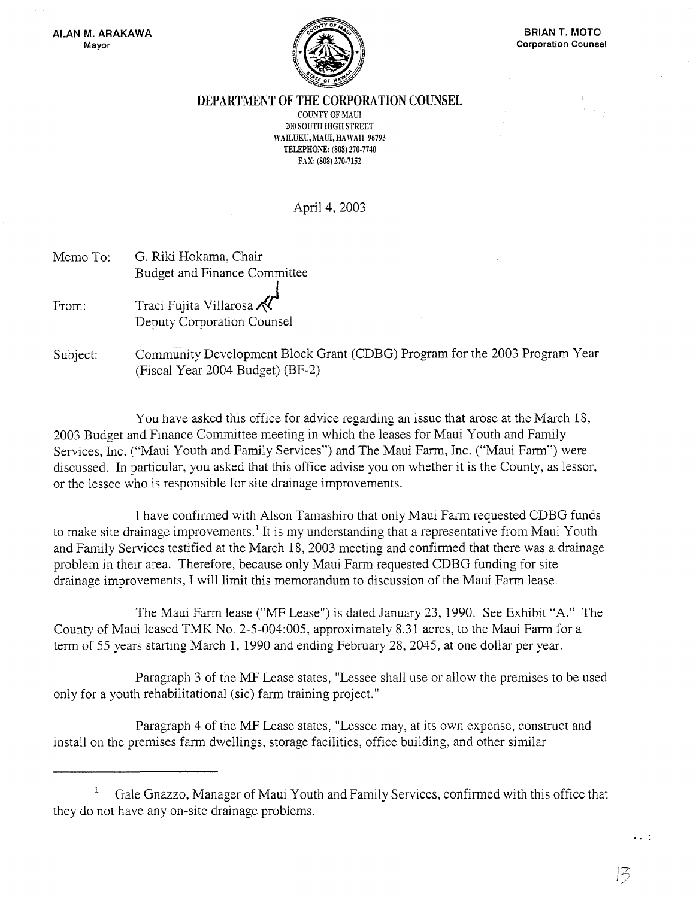ALAN M. ARAKAWA
Mayor

BRIAN T. MOTO
Corporation Counsel

**DEPARTMENT OF THE CORPORATION COUNSEL**
COUNTY OF MAUI
200 SOUTH HIGH STREET
WAILUKU, MAUI, HAWAII 96793
TELEPHONE: (808) 270-7740
FAX: (808) 270-7152

April 4, 2003

Memo To: G. Riki Hokama, Chair
Budget and Finance Committee

From: Traci Fujita Villarosa
Deputy Corporation Counsel

Subject: Community Development Block Grant (CDBG) Program for the 2003 Program Year (Fiscal Year 2004 Budget) (BF-2)

You have asked this office for advice regarding an issue that arose at the March 18, 2003 Budget and Finance Committee meeting in which the leases for Maui Youth and Family Services, Inc. ("Maui Youth and Family Services") and The Maui Farm, Inc. ("Maui Farm") were discussed. In particular, you asked that this office advise you on whether it is the County, as lessor, or the lessee who is responsible for site drainage improvements.

I have confirmed with Alson Tamashiro that only Maui Farm requested CDBG funds to make site drainage improvements.[1] It is my understanding that a representative from Maui Youth and Family Services testified at the March 18, 2003 meeting and confirmed that there was a drainage problem in their area. Therefore, because only Maui Farm requested CDBG funding for site drainage improvements, I will limit this memorandum to discussion of the Maui Farm lease.

The Maui Farm lease ("MF Lease") is dated January 23, 1990. See Exhibit "A." The County of Maui leased TMK No. 2-5-004:005, approximately 8.31 acres, to the Maui Farm for a term of 55 years starting March 1, 1990 and ending February 28, 2045, at one dollar per year.

Paragraph 3 of the MF Lease states, "Lessee shall use or allow the premises to be used only for a youth rehabilitational (sic) farm training project."

Paragraph 4 of the MF Lease states, "Lessee may, at its own expense, construct and install on the premises farm dwellings, storage facilities, office building, and other similar

---

[1] Gale Gnazzo, Manager of Maui Youth and Family Services, confirmed with this office that they do not have any on-site drainage problems.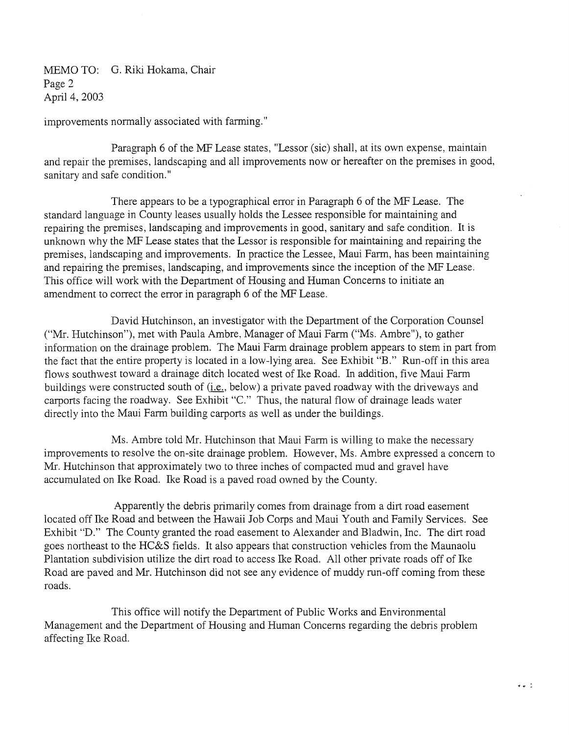MEMO TO: G. Riki Hokama, Chair
Page 2
April 4, 2003

improvements normally associated with farming."

Paragraph 6 of the MF Lease states, "Lessor (sic) shall, at its own expense, maintain and repair the premises, landscaping and all improvements now or hereafter on the premises in good, sanitary and safe condition."

There appears to be a typographical error in Paragraph 6 of the MF Lease. The standard language in County leases usually holds the Lessee responsible for maintaining and repairing the premises, landscaping and improvements in good, sanitary and safe condition. It is unknown why the MF Lease states that the Lessor is responsible for maintaining and repairing the premises, landscaping and improvements. In practice the Lessee, Maui Farm, has been maintaining and repairing the premises, landscaping, and improvements since the inception of the MF Lease. This office will work with the Department of Housing and Human Concerns to initiate an amendment to correct the error in paragraph 6 of the MF Lease.

David Hutchinson, an investigator with the Department of the Corporation Counsel ("Mr. Hutchinson"), met with Paula Ambre, Manager of Maui Farm ("Ms. Ambre"), to gather information on the drainage problem. The Maui Farm drainage problem appears to stem in part from the fact that the entire property is located in a low-lying area. See Exhibit "B." Run-off in this area flows southwest toward a drainage ditch located west of Ike Road. In addition, five Maui Farm buildings were constructed south of (i.e., below) a private paved roadway with the driveways and carports facing the roadway. See Exhibit "C." Thus, the natural flow of drainage leads water directly into the Maui Farm building carports as well as under the buildings.

Ms. Ambre told Mr. Hutchinson that Maui Farm is willing to make the necessary improvements to resolve the on-site drainage problem. However, Ms. Ambre expressed a concern to Mr. Hutchinson that approximately two to three inches of compacted mud and gravel have accumulated on Ike Road. Ike Road is a paved road owned by the County.

Apparently the debris primarily comes from drainage from a dirt road easement located off Ike Road and between the Hawaii Job Corps and Maui Youth and Family Services. See Exhibit "D." The County granted the road easement to Alexander and Bladwin, Inc. The dirt road goes northeast to the HC&S fields. It also appears that construction vehicles from the Maunaolu Plantation subdivision utilize the dirt road to access Ike Road. All other private roads off of Ike Road are paved and Mr. Hutchinson did not see any evidence of muddy run-off coming from these roads.

This office will notify the Department of Public Works and Environmental Management and the Department of Housing and Human Concerns regarding the debris problem affecting Ike Road.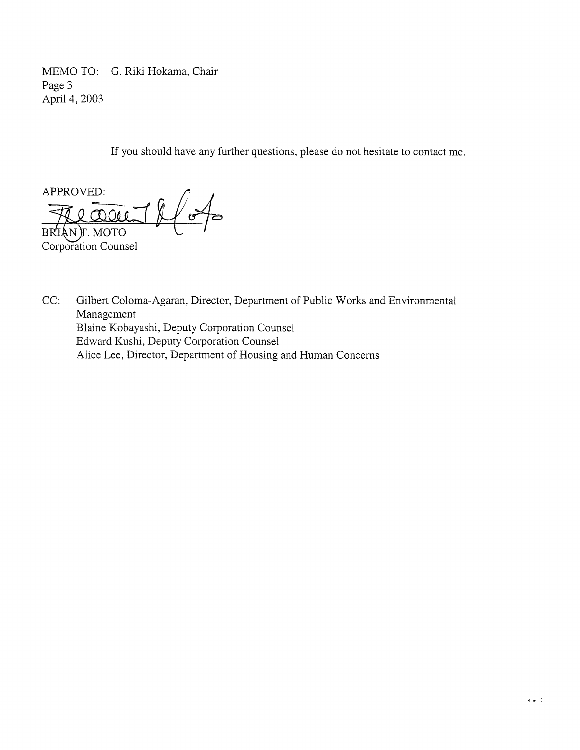MEMO TO: G. Riki Hokama, Chair
Page 3
April 4, 2003

If you should have any further questions, please do not hesitate to contact me.

APPROVED:

BRIAN T. MOTO
Corporation Counsel

CC: Gilbert Coloma-Agaran, Director, Department of Public Works and Environmental Management
Blaine Kobayashi, Deputy Corporation Counsel
Edward Kushi, Deputy Corporation Counsel
Alice Lee, Director, Department of Housing and Human Concerns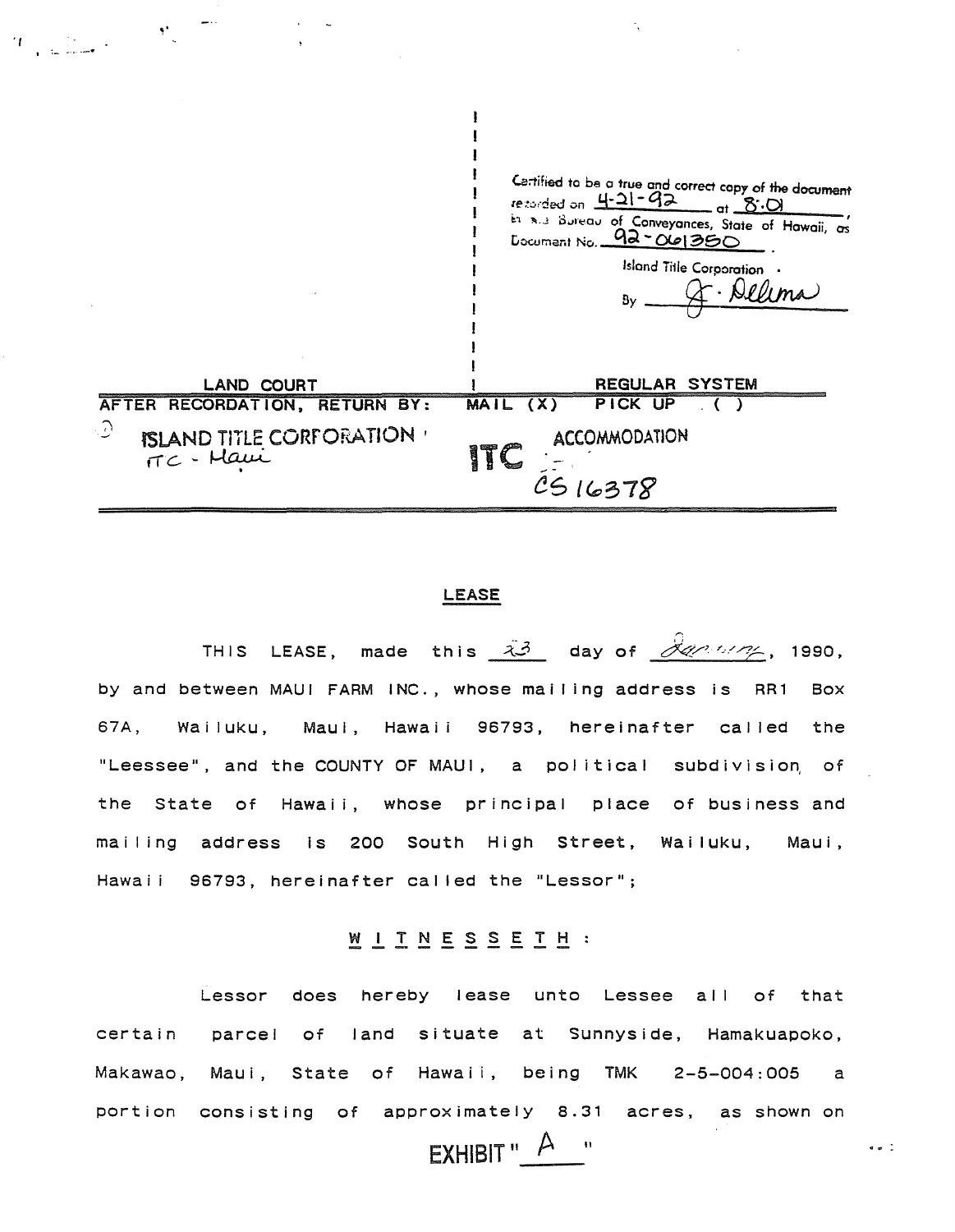Certified to be a true and correct copy of the document recorded on 4-21-92 at 8:01, in the Bureau of Conveyances, State of Hawaii, as Document No. 92-061350.

Island Title Corporation

By J. Delima

| LAND COURT | REGULAR SYSTEM |
|---|---|
| AFTER RECORDATION, RETURN BY: | MAIL (X) PICK UP ( ) |

ISLAND TITLE CORPORATION
ITC - Maui

ITC ACCOMMODATION
CS16378

## LEASE

THIS LEASE, made this 23 day of January, 1990, by and between MAUI FARM INC., whose mailing address is RR1 Box 67A, Wailuku, Maui, Hawaii 96793, hereinafter called the "Leessee", and the COUNTY OF MAUI, a political subdivision of the State of Hawaii, whose principal place of business and mailing address is 200 South High Street, Wailuku, Maui, Hawaii 96793, hereinafter called the "Lessor";

W I T N E S S E T H :

Lessor does hereby lease unto Lessee all of that certain parcel of land situate at Sunnyside, Hamakuapoko, Makawao, Maui, State of Hawaii, being TMK 2-5-004:005 a portion consisting of approximately 8.31 acres, as shown on

EXHIBIT "A"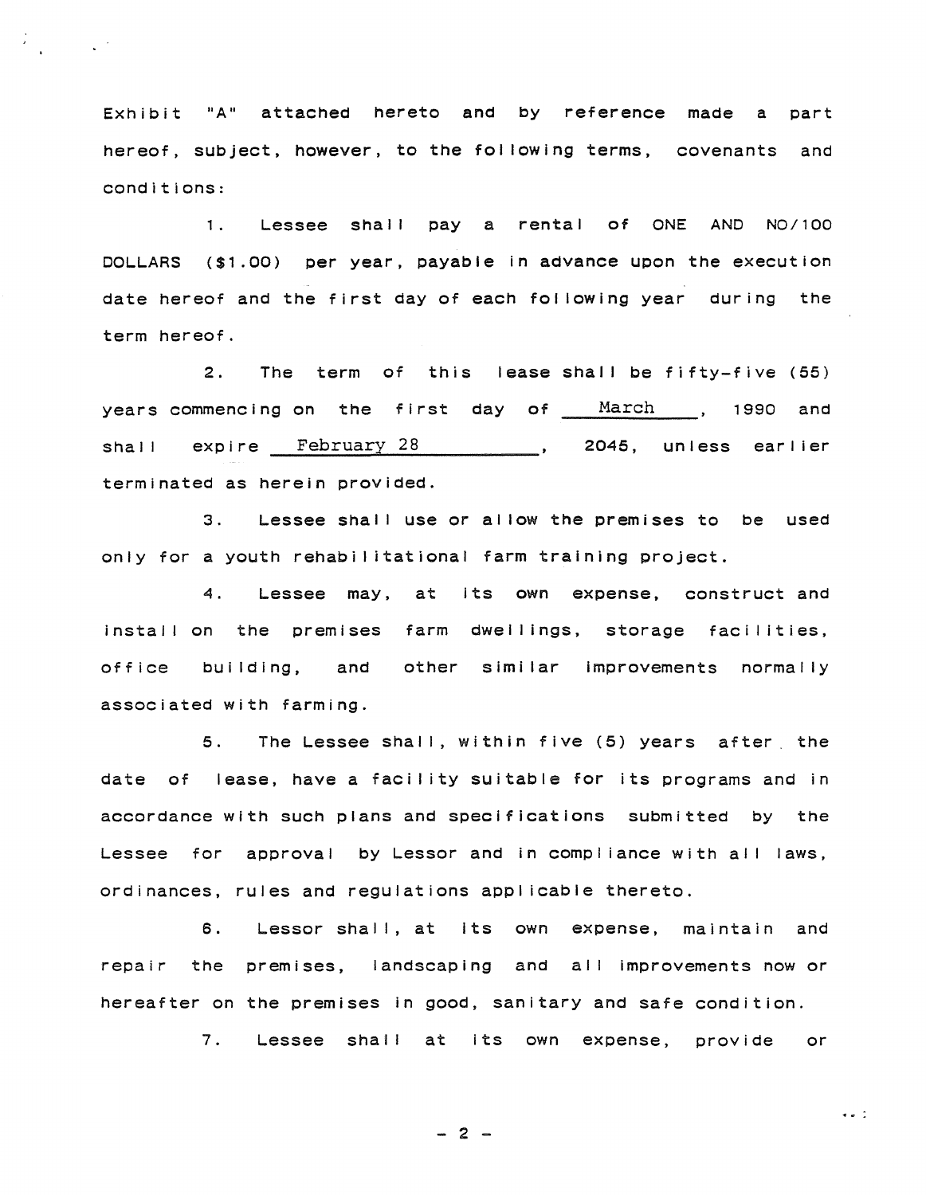Exhibit "A" attached hereto and by reference made a part hereof, subject, however, to the following terms, covenants and conditions:

1. Lessee shall pay a rental of ONE AND NO/100 DOLLARS ($1.00) per year, payable in advance upon the execution date hereof and the first day of each following year during the term hereof.

2. The term of this lease shall be fifty-five (55) years commencing on the first day of March, 1990 and shall expire February 28, 2045, unless earlier terminated as herein provided.

3. Lessee shall use or allow the premises to be used only for a youth rehabilitational farm training project.

4. Lessee may, at its own expense, construct and install on the premises farm dwellings, storage facilities, office building, and other similar improvements normally associated with farming.

5. The Lessee shall, within five (5) years after the date of lease, have a facility suitable for its programs and in accordance with such plans and specifications submitted by the Lessee for approval by Lessor and in compliance with all laws, ordinances, rules and regulations applicable thereto.

6. Lessor shall, at its own expense, maintain and repair the premises, landscaping and all improvements now or hereafter on the premises in good, sanitary and safe condition.

7. Lessee shall at its own expense, provide or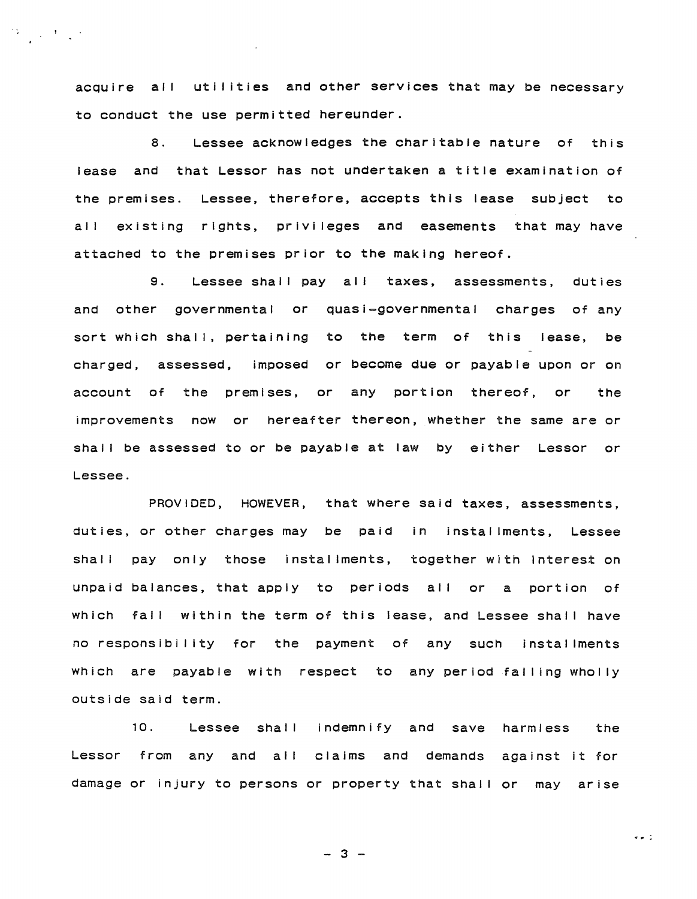acquire all utilities and other services that may be necessary to conduct the use permitted hereunder.

8. Lessee acknowledges the charitable nature of this lease and that Lessor has not undertaken a title examination of the premises. Lessee, therefore, accepts this lease subject to all existing rights, privileges and easements that may have attached to the premises prior to the making hereof.

9. Lessee shall pay all taxes, assessments, duties and other governmental or quasi-governmental charges of any sort which shall, pertaining to the term of this lease, be charged, assessed, imposed or become due or payable upon or on account of the premises, or any portion thereof, or the improvements now or hereafter thereon, whether the same are or shall be assessed to or be payable at law by either Lessor or Lessee.

PROVIDED, HOWEVER, that where said taxes, assessments, duties, or other charges may be paid in installments, Lessee shall pay only those installments, together with interest on unpaid balances, that apply to periods all or a portion of which fall within the term of this lease, and Lessee shall have no responsibility for the payment of any such installments which are payable with respect to any period falling wholly outside said term.

10. Lessee shall indemnify and save harmless the Lessor from any and all claims and demands against it for damage or injury to persons or property that shall or may arise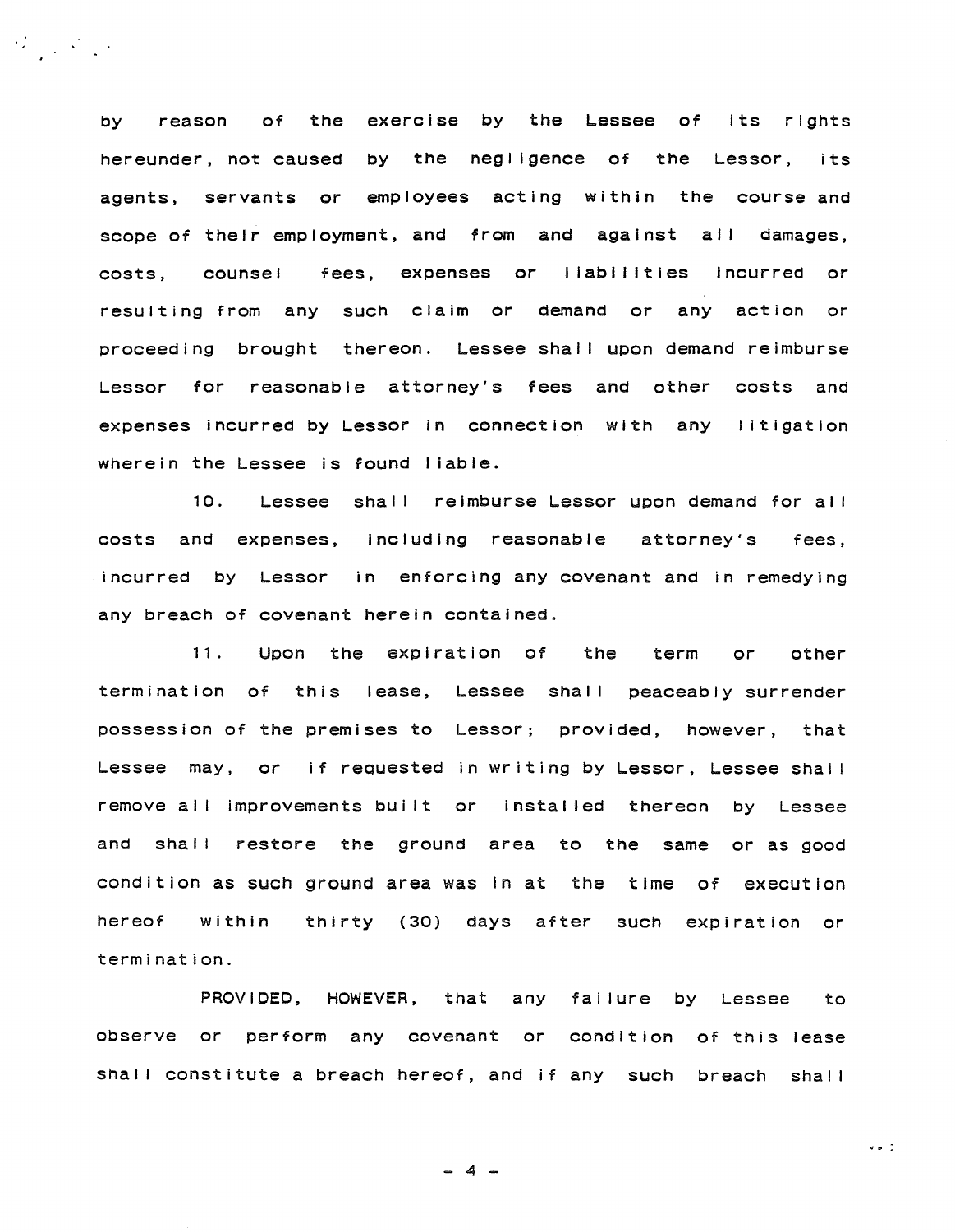by reason of the exercise by the Lessee of its rights hereunder, not caused by the negligence of the Lessor, its agents, servants or employees acting within the course and scope of their employment, and from and against all damages, costs, counsel fees, expenses or liabilities incurred or resulting from any such claim or demand or any action or proceeding brought thereon. Lessee shall upon demand reimburse Lessor for reasonable attorney's fees and other costs and expenses incurred by Lessor in connection with any litigation wherein the Lessee is found liable.

10. Lessee shall reimburse Lessor upon demand for all costs and expenses, including reasonable attorney's fees, incurred by Lessor in enforcing any covenant and in remedying any breach of covenant herein contained.

11. Upon the expiration of the term or other termination of this lease, Lessee shall peaceably surrender possession of the premises to Lessor; provided, however, that Lessee may, or if requested in writing by Lessor, Lessee shall remove all improvements built or installed thereon by Lessee and shall restore the ground area to the same or as good condition as such ground area was in at the time of execution hereof within thirty (30) days after such expiration or termination.

PROVIDED, HOWEVER, that any failure by Lessee to observe or perform any covenant or condition of this lease shall constitute a breach hereof, and if any such breach shall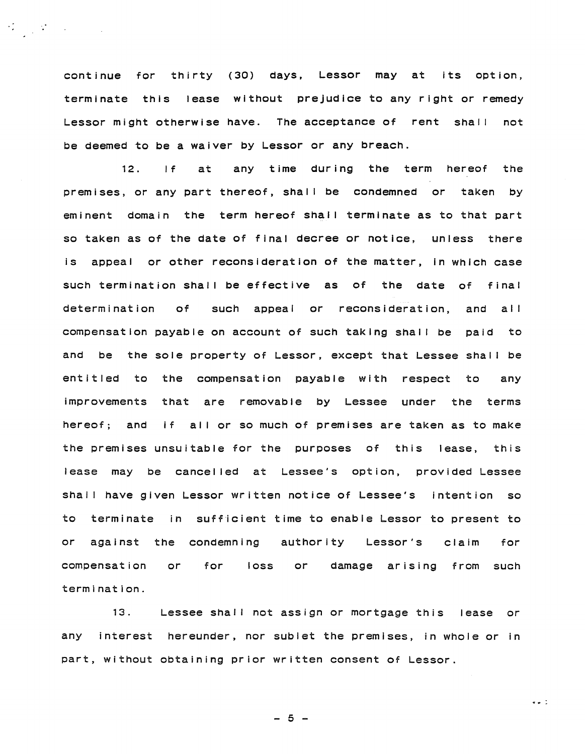continue for thirty (30) days, Lessor may at its option, terminate this lease without prejudice to any right or remedy Lessor might otherwise have. The acceptance of rent shall not be deemed to be a waiver by Lessor or any breach.

12. If at any time during the term hereof the premises, or any part thereof, shall be condemned or taken by eminent domain the term hereof shall terminate as to that part so taken as of the date of final decree or notice, unless there is appeal or other reconsideration of the matter, in which case such termination shall be effective as of the date of final determination of such appeal or reconsideration, and all compensation payable on account of such taking shall be paid to and be the sole property of Lessor, except that Lessee shall be entitled to the compensation payable with respect to any improvements that are removable by Lessee under the terms hereof; and if all or so much of premises are taken as to make the premises unsuitable for the purposes of this lease, this lease may be cancelled at Lessee's option, provided Lessee shall have given Lessor written notice of Lessee's intention so to terminate in sufficient time to enable Lessor to present to or against the condemning authority Lessor's claim for compensation or for loss or damage arising from such termination.

13. Lessee shall not assign or mortgage this lease or any interest hereunder, nor sublet the premises, in whole or in part, without obtaining prior written consent of Lessor.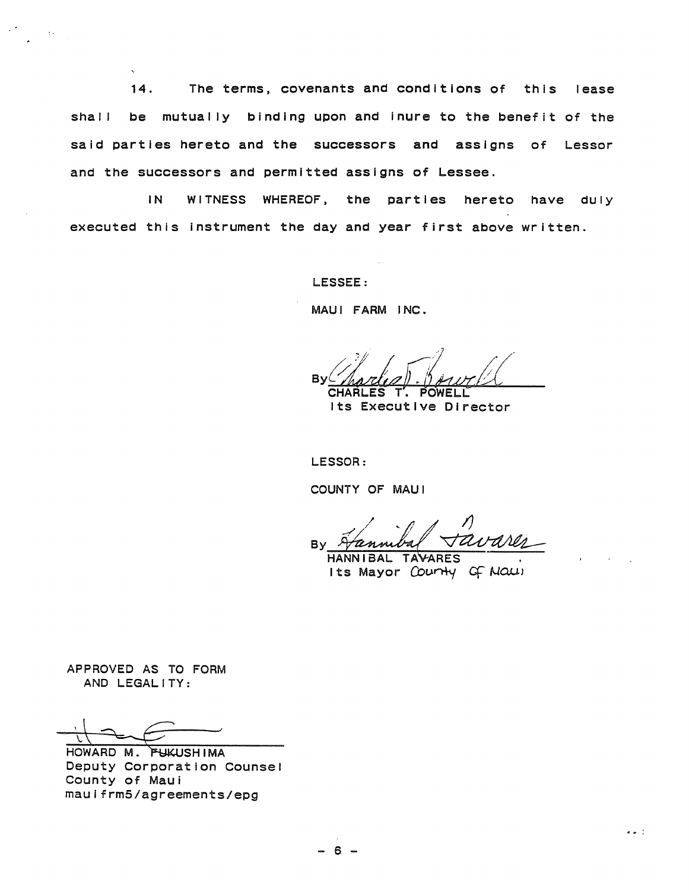14. The terms, covenants and conditions of this lease shall be mutually binding upon and inure to the benefit of the said parties hereto and the successors and assigns of Lessor and the successors and permitted assigns of Lessee.

IN WITNESS WHEREOF, the parties hereto have duly executed this instrument the day and year first above written.

LESSEE:

MAUI FARM INC.

By ______________________
CHARLES T. POWELL
Its Executive Director

LESSOR:

COUNTY OF MAUI

By ______________________
HANNIBAL TAVARES
Its Mayor County Of Maui

APPROVED AS TO FORM
AND LEGALITY:

______________________
HOWARD M. FUKUSHIMA
Deputy Corporation Counsel
County of Maui
mauifrm5/agreements/epg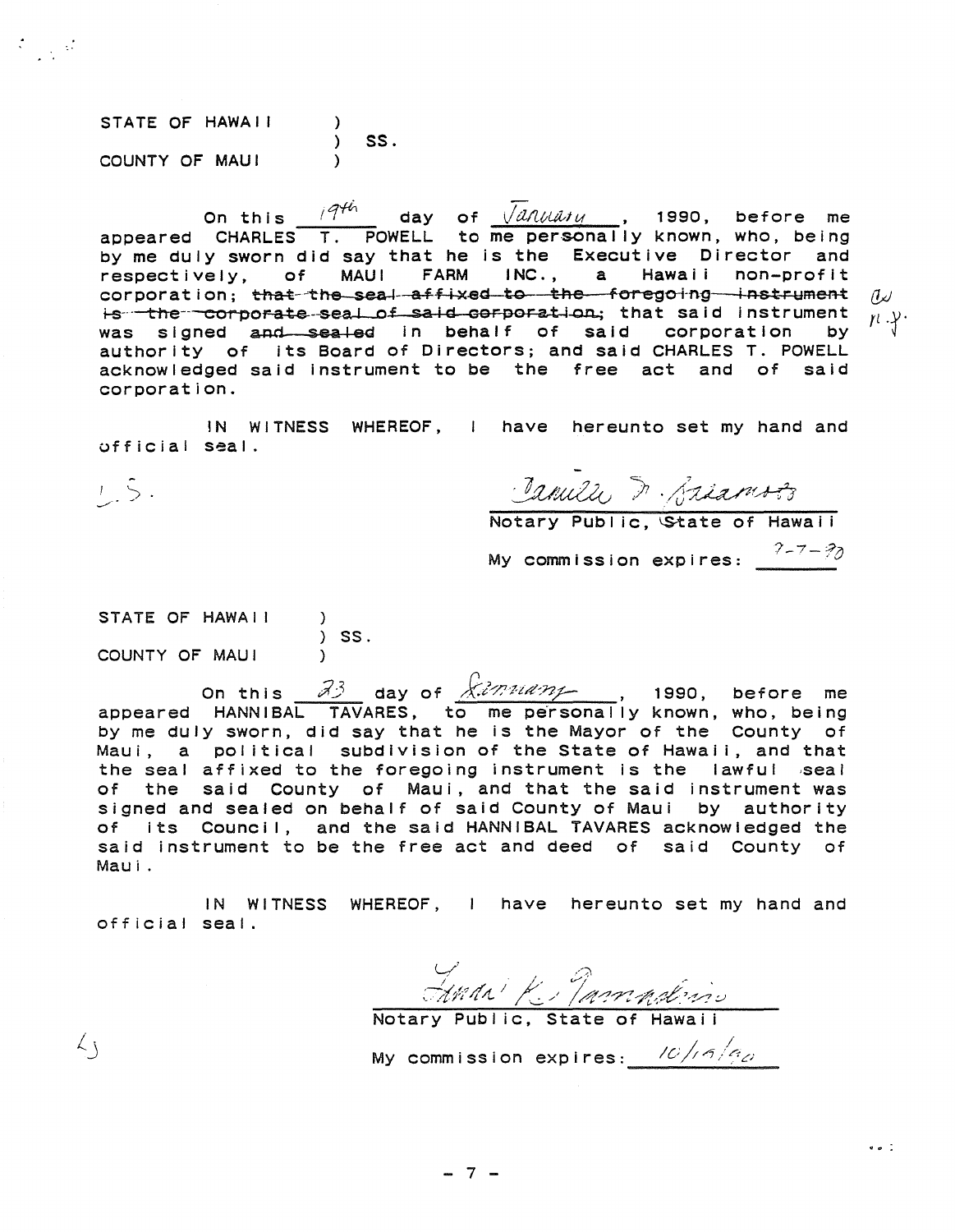STATE OF HAWAII )
) SS.
COUNTY OF MAUI )

On this 19th day of January, 1990, before me appeared CHARLES T. POWELL to me personally known, who, being by me duly sworn did say that he is the Executive Director and respectively, of MAUI FARM INC., a Hawaii non-profit corporation; ~~that the seal affixed to the foregoing instrument is the corporate seal of said corporation~~; that said instrument was signed ~~and sealed~~ in behalf of said corporation by authority of its Board of Directors; and said CHARLES T. POWELL acknowledged said instrument to be the free act and of said corporation.

IN WITNESS WHEREOF, I have hereunto set my hand and official seal.

L.S.

Notary Public, State of Hawaii

My commission expires: 7-7-90

STATE OF HAWAII )
) SS.
COUNTY OF MAUI )

On this 23 day of January, 1990, before me appeared HANNIBAL TAVARES, to me personally known, who, being by me duly sworn, did say that he is the Mayor of the County of Maui, a political subdivision of the State of Hawaii, and that the seal affixed to the foregoing instrument is the lawful seal of the said County of Maui, and that the said instrument was signed and sealed on behalf of said County of Maui by authority of its Council, and the said HANNIBAL TAVARES acknowledged the said instrument to be the free act and deed of said County of Maui.

IN WITNESS WHEREOF, I have hereunto set my hand and official seal.

L.S.

Notary Public, State of Hawaii

My commission expires: 10/19/90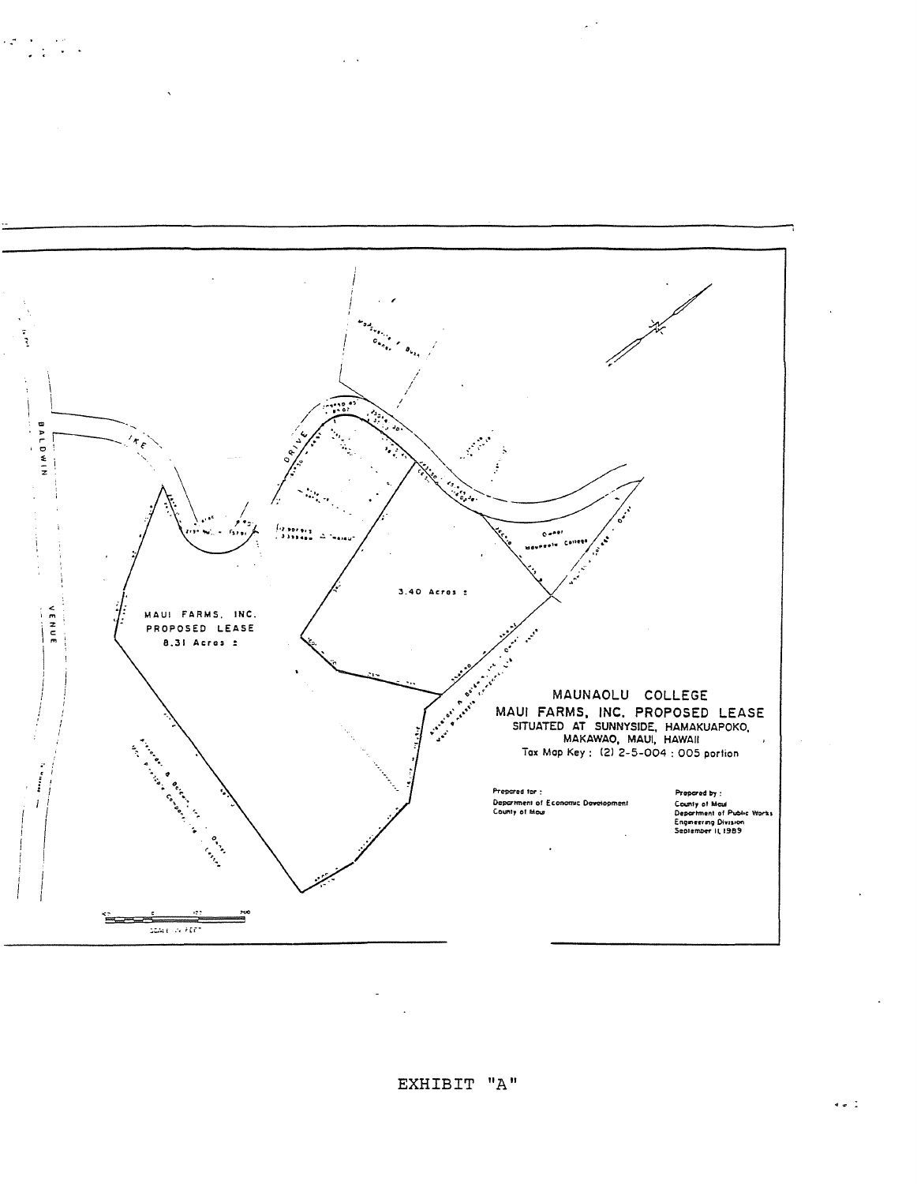MAUI FARMS, INC.
PROPOSED LEASE
8.31 Acres ±

3.40 Acres ±

BALDWIN AVENUE

IKE DRIVE

Owner Maunaolu College

Alexander & Baldwin, Inc. - Owner

Maui Pineapple Company, Ltd. - Lessee

## MAUNAOLU COLLEGE
## MAUI FARMS, INC. PROPOSED LEASE
### SITUATED AT SUNNYSIDE, HAMAKUAPOKO, MAKAWAO, MAUI, HAWAII

Tax Map Key : (2) 2-5-004 : 005 portion

Prepared for :
Department of Economic Development
County of Maui

Prepared by :
County of Maui
Department of Public Works
Engineering Division
September 11, 1989

SCALE IN FEET

EXHIBIT "A"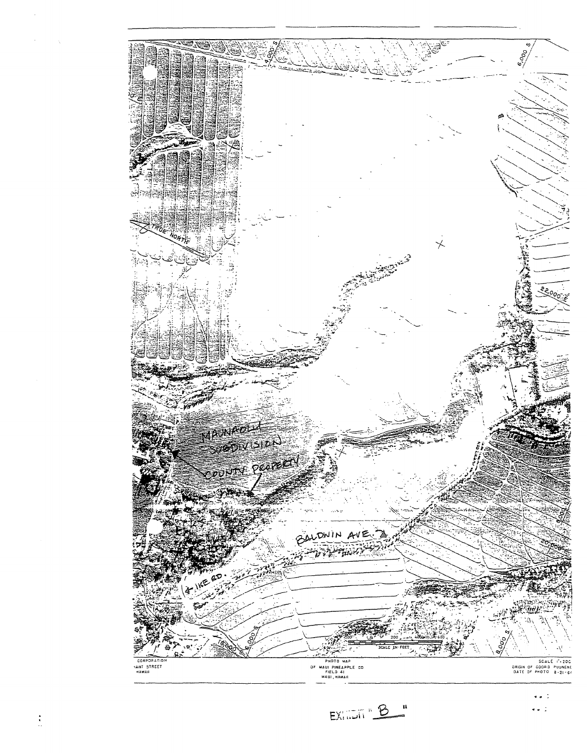MAUNAOLU SUBDIVISION

COUNTY PROPERTY

BALDWIN AVE.

IKE RD.

TRUE NORTH

4,000 S

6,000 S

22,000 E

20,000 E

8,000 S

18,000

6,000 S

SCALE IN FEET

CORPORATION
IANT STREET
HAWAII

PHOTO MAP
OF MAUI PINEAPPLE CO
FIELD 41
MAUI, HAWAII

SCALE 1"=200
ORIGIN OF COORD PUUNENE
DATE OF PHOTO 8-21-64

EXHIBIT "B"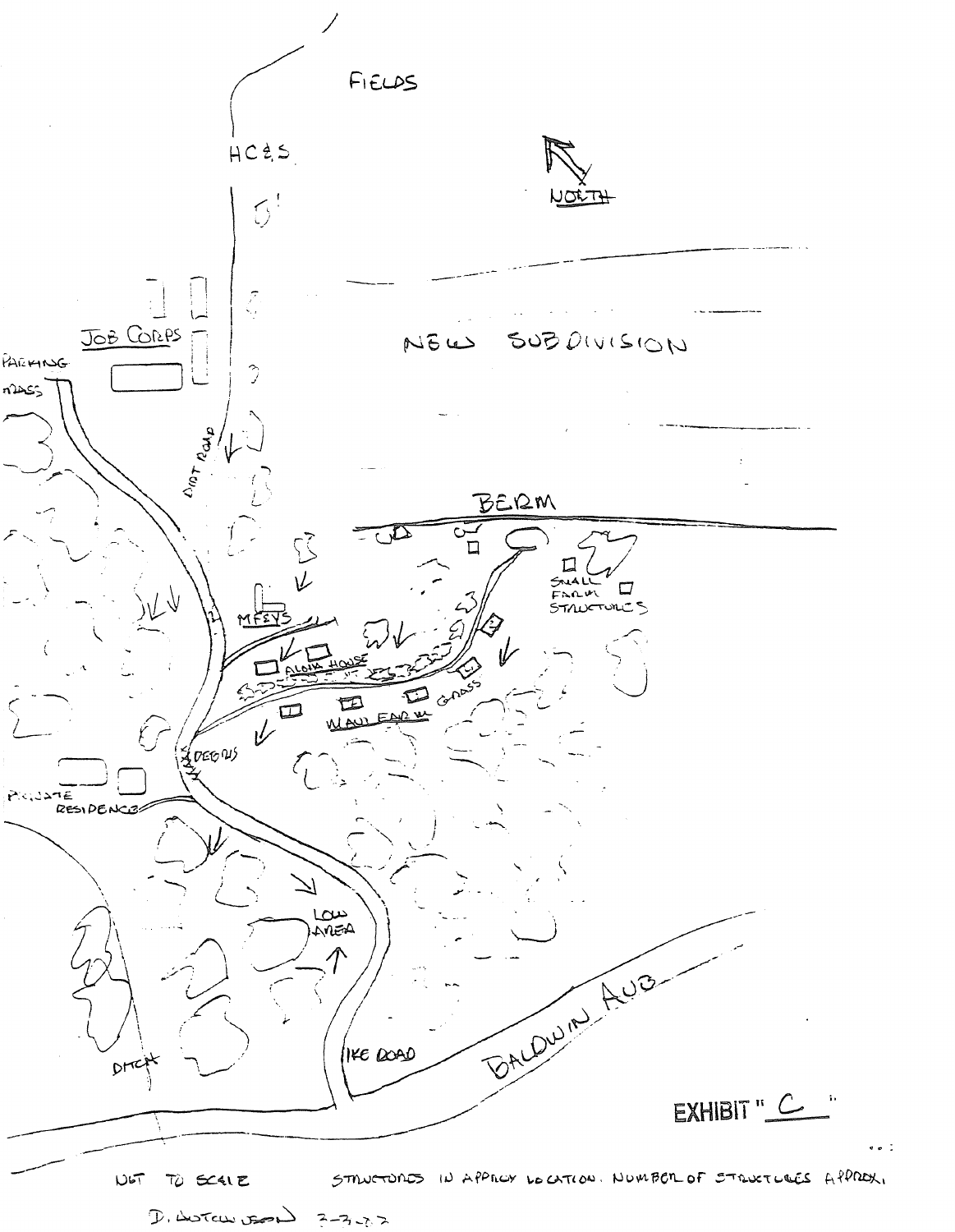FIELDS

HC&S

NORTH

JOB CORPS

PARKING

GRASS

NEW SUBDIVISION

DIRT ROAD

BERM

SMALL FARM STRUCTURES

MFEYS

ALOHA HOUSE

MAUI FARM

GRASS

DEBRIS

PRIVATE RESIDENCE

LOW AREA

DITCH

IKE ROAD

BALDWIN AVE

EXHIBIT "C"

NOT TO SCALE STRUCTURES IN APPROX LOCATION. NUMBER OF STRUCTURES APPROX.

D. HUTCHINSON 3-3-22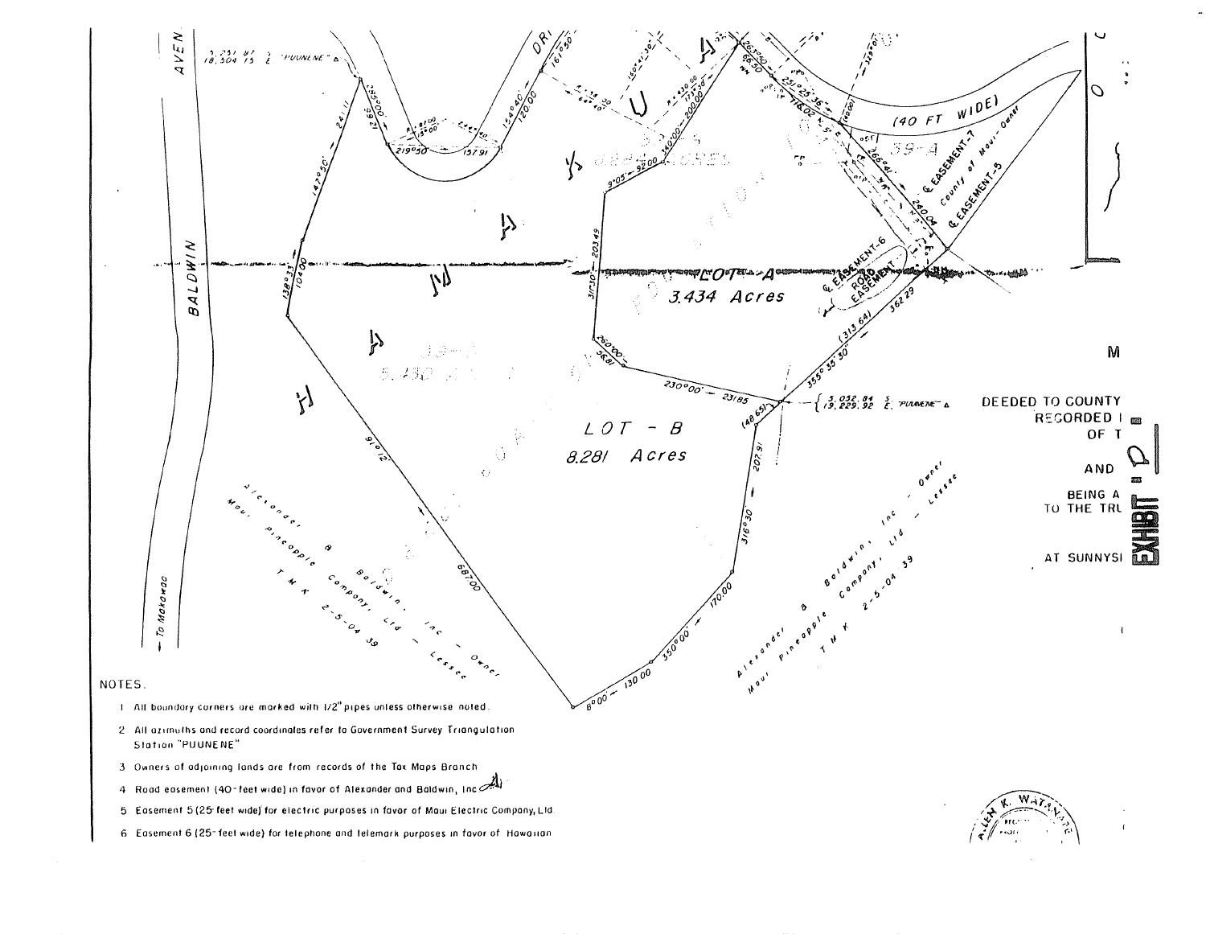BALDWIN AVENUE

5,231.87 S. 18,304.15 E. "PUUNENE" Δ

(40 FT WIDE)

LOT - A
3.434 Acres

LOT - B
8.281 Acres

{5,052.84 S. 19,229.92 E. "PUUNENE" Δ

℄ EASEMENT-7 County of Maui - Owner

℄ EASEMENT-5

℄ EASEMENT-6

ROAD EASEMENT

Alexander & Baldwin, Inc - Owner
Maui Pineapple Company, Ltd - Lessee
T M K 2-5-04 39

Alexander & Baldwin, Inc - Owner
Maui Pineapple Company, Ltd - Lessee
T M K 2-5-04 39

To Makawao

DEEDED TO COUNTY
RECORDED I
OF T
AND
BEING A
TO THE TRU
AT SUNNYSI

EXHIBIT "D"

NOTES.

1. All boundary corners are marked with 1/2" pipes unless otherwise noted.
2. All azimuths and record coordinates refer to Government Survey Triangulation Station "PUUNENE"
3. Owners of adjoining lands are from records of the Tax Maps Branch
4. Road easement (40-feet wide) in favor of Alexander and Baldwin, Inc
5. Easement 5 (25-feet wide) for electric purposes in favor of Maui Electric Company, Ltd
6. Easement 6 (25-feet wide) for telephone and telemark purposes in favor of Hawaiian

ALLEN K. WATANABE